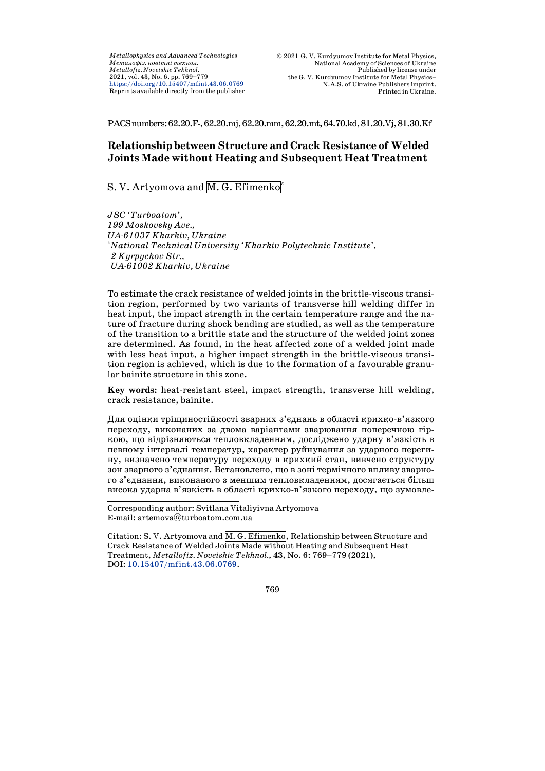PACS numbers: 62.20.F-, 62.20.mj, 62.20.mm, 62.20.mt, 64.70.kd, 81.20.Vj, 81.30.Kf

# Relationship between Structure and Crack Resistance of Welded Joints Made without Heating and Subsequent Heat Treatment

S. V. Artyomova and M. G. Efimenko[*]

*JSC 'Turboatom',*
*199 Moskovsky Ave.,*
*UA-61037 Kharkiv, Ukraine*
[*]*National Technical University 'Kharkiv Polytechnic Institute',*
*2 Kyrpychov Str.,*
*UA-61002 Kharkiv, Ukraine*

To estimate the crack resistance of welded joints in the brittle-viscous transition region, performed by two variants of transverse hill welding differ in heat input, the impact strength in the certain temperature range and the nature of fracture during shock bending are studied, as well as the temperature of the transition to a brittle state and the structure of the welded joint zones are determined. As found, in the heat affected zone of a welded joint made with less heat input, a higher impact strength in the brittle-viscous transition region is achieved, which is due to the formation of a favourable granular bainite structure in this zone.

**Key words:** heat-resistant steel, impact strength, transverse hill welding, crack resistance, bainite.

Для оцінки тріщиностійкості зварних з'єднань в області крихко-в'язкого переходу, виконаних за двома варіантами зварювання поперечною гіркою, що відрізняються тепловкладенням, досліджено ударну в'язкість в певному інтервалі температур, характер руйнування за ударного перегину, визначено температуру переходу в крихкий стан, вивчено структуру зон зварного з'єднання. Встановлено, що в зоні термічного впливу зварного з'єднання, виконаного з меншим тепловкладенням, досягається більш висока ударна в'язкість в області крихко-в'язкого переходу, що зумовле-

Corresponding author: Svitlana Vitaliyivna Artyomova
E-mail: artemova@turboatom.com.ua

Citation: S. V. Artyomova and M. G. Efimenko, Relationship between Structure and Crack Resistance of Welded Joints Made without Heating and Subsequent Heat Treatment, *Metallofiz. Noveishie Tekhnol.*, **43**, No. 6: 769–779 (2021), DOI: 10.15407/mfint.43.06.0769.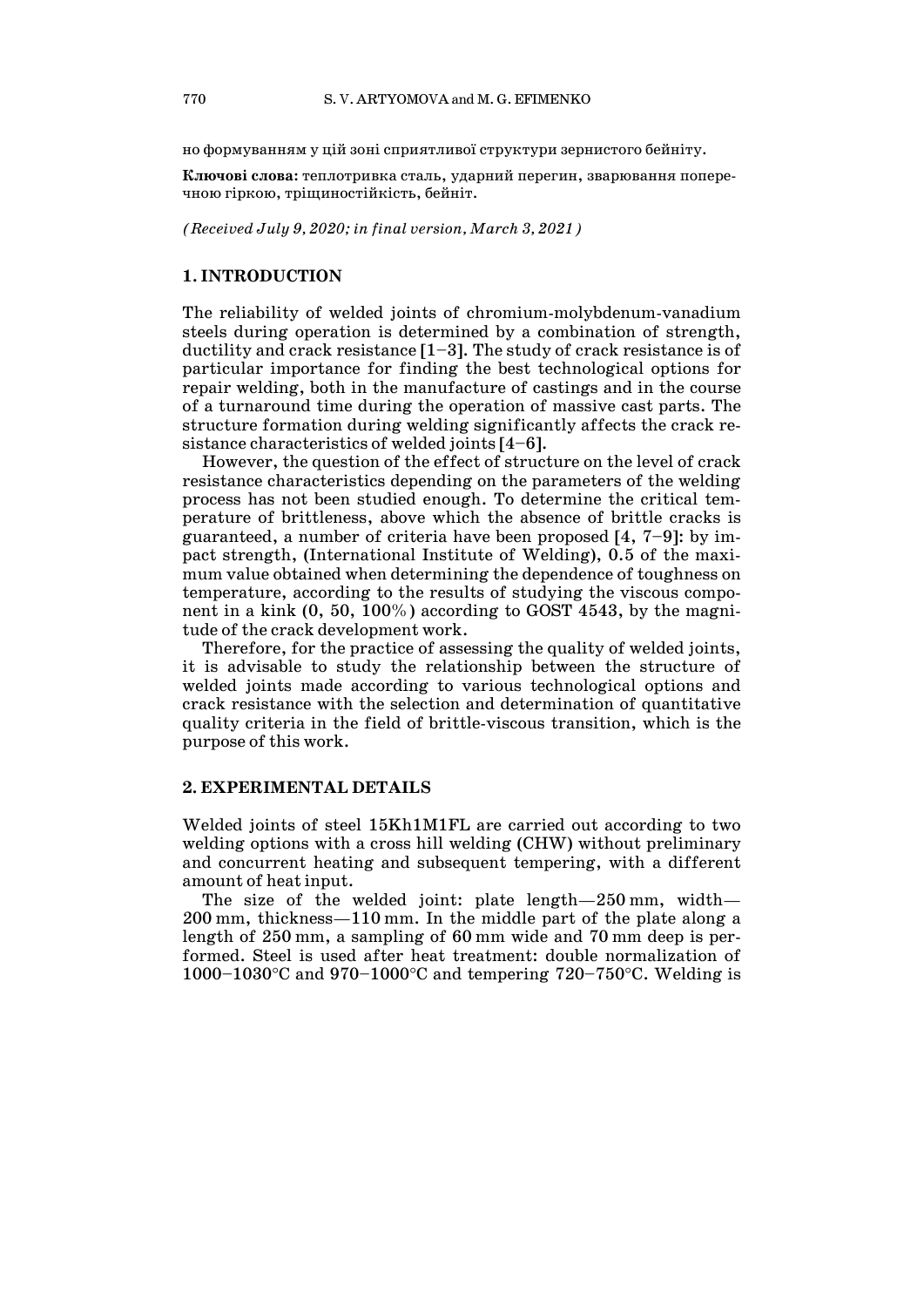но формуванням у цій зоні сприятливої структури зернистого бейніту.

**Ключові слова:** теплотривка сталь, ударний перегин, зварювання поперечною гіркою, тріщиностійкість, бейніт.

*(Received July 9, 2020; in final version, March 3, 2021)*

## 1. INTRODUCTION

The reliability of welded joints of chromium-molybdenum-vanadium steels during operation is determined by a combination of strength, ductility and crack resistance [1–3]. The study of crack resistance is of particular importance for finding the best technological options for repair welding, both in the manufacture of castings and in the course of a turnaround time during the operation of massive cast parts. The structure formation during welding significantly affects the crack resistance characteristics of welded joints [4–6].

However, the question of the effect of structure on the level of crack resistance characteristics depending on the parameters of the welding process has not been studied enough. To determine the critical temperature of brittleness, above which the absence of brittle cracks is guaranteed, a number of criteria have been proposed [4, 7–9]: by impact strength, (International Institute of Welding), 0.5 of the maximum value obtained when determining the dependence of toughness on temperature, according to the results of studying the viscous component in a kink (0, 50, 100%) according to GOST 4543, by the magnitude of the crack development work.

Therefore, for the practice of assessing the quality of welded joints, it is advisable to study the relationship between the structure of welded joints made according to various technological options and crack resistance with the selection and determination of quantitative quality criteria in the field of brittle-viscous transition, which is the purpose of this work.

## 2. EXPERIMENTAL DETAILS

Welded joints of steel 15Kh1M1FL are carried out according to two welding options with a cross hill welding (CHW) without preliminary and concurrent heating and subsequent tempering, with a different amount of heat input.

The size of the welded joint: plate length—250 mm, width—200 mm, thickness—110 mm. In the middle part of the plate along a length of 250 mm, a sampling of 60 mm wide and 70 mm deep is performed. Steel is used after heat treatment: double normalization of 1000–1030°C and 970–1000°C and tempering 720–750°C. Welding is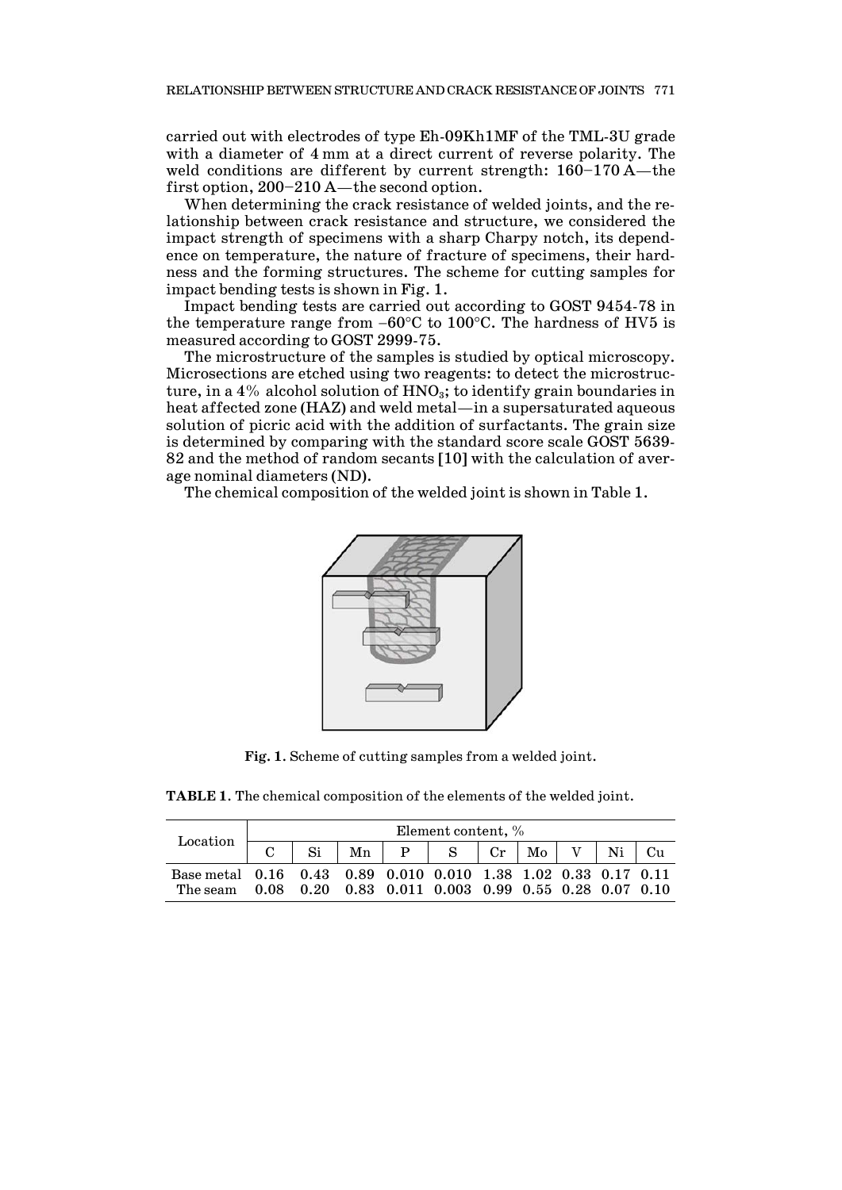carried out with electrodes of type Eh-09Kh1MF of the TML-3U grade with a diameter of 4 mm at a direct current of reverse polarity. The weld conditions are different by current strength: 160–170 A—the first option, 200–210 A—the second option.

When determining the crack resistance of welded joints, and the relationship between crack resistance and structure, we considered the impact strength of specimens with a sharp Charpy notch, its dependence on temperature, the nature of fracture of specimens, their hardness and the forming structures. The scheme for cutting samples for impact bending tests is shown in Fig. 1.

Impact bending tests are carried out according to GOST 9454-78 in the temperature range from −60°C to 100°C. The hardness of HV5 is measured according to GOST 2999-75.

The microstructure of the samples is studied by optical microscopy. Microsections are etched using two reagents: to detect the microstructure, in a 4% alcohol solution of $HNO_3$; to identify grain boundaries in heat affected zone (HAZ) and weld metal—in a supersaturated aqueous solution of picric acid with the addition of surfactants. The grain size is determined by comparing with the standard score scale GOST 5639-82 and the method of random secants [10] with the calculation of average nominal diameters (ND).

The chemical composition of the welded joint is shown in Table 1.

**Fig. 1.** Scheme of cutting samples from a welded joint.

**TABLE 1.** The chemical composition of the elements of the welded joint.

| Location | Element content, % | | | | | | | | | |
|---|---|---|---|---|---|---|---|---|---|---|
| | C | Si | Mn | P | S | Cr | Mo | V | Ni | Cu |
| Base metal | 0.16 | 0.43 | 0.89 | 0.010 | 0.010 | 1.38 | 1.02 | 0.33 | 0.17 | 0.11 |
| The seam | 0.08 | 0.20 | 0.83 | 0.011 | 0.003 | 0.99 | 0.55 | 0.28 | 0.07 | 0.10 |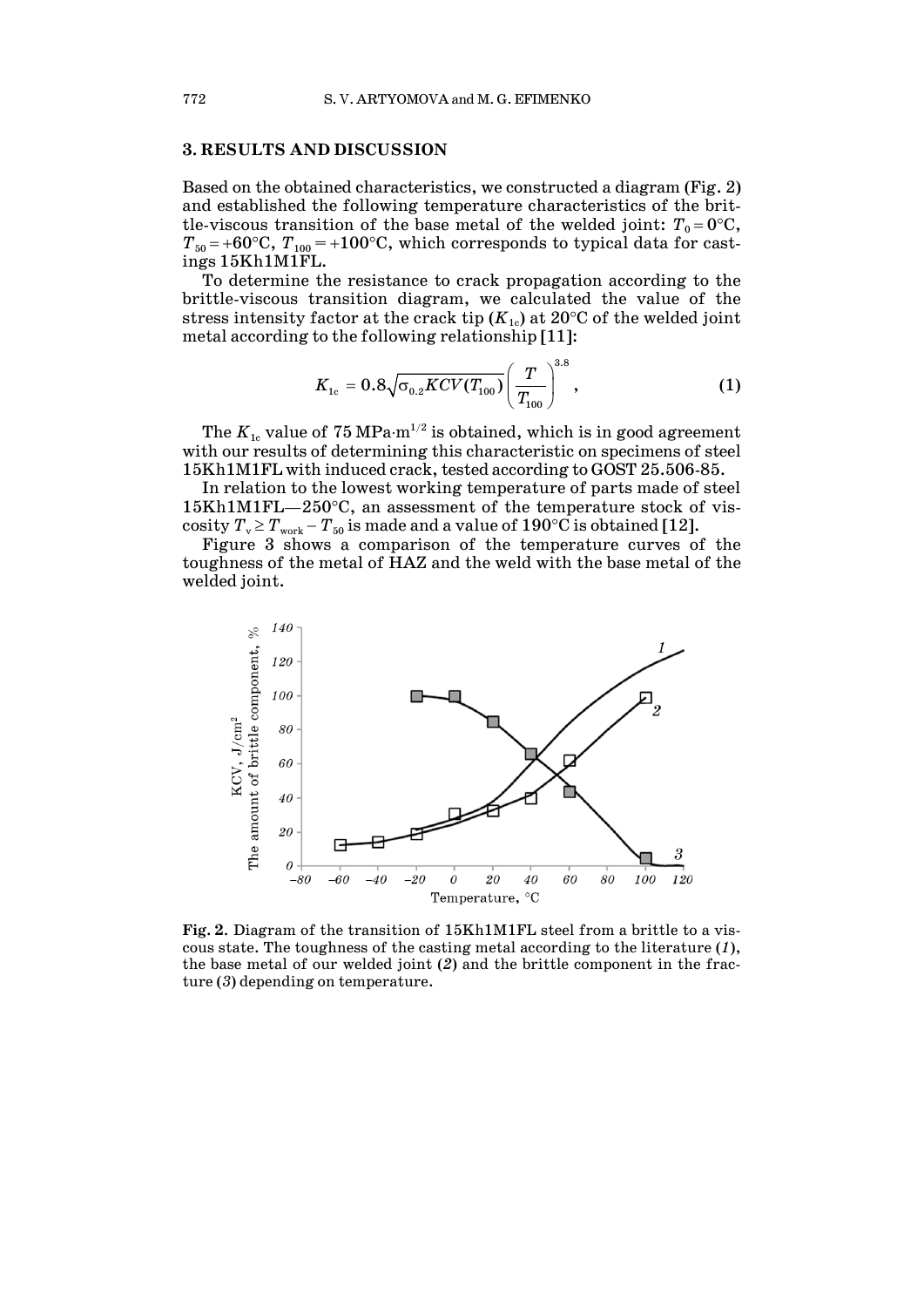## 3. RESULTS AND DISCUSSION

Based on the obtained characteristics, we constructed a diagram (Fig. 2) and established the following temperature characteristics of the brittle-viscous transition of the base metal of the welded joint: $T_0 = 0°C$, $T_{50} = +60°C$, $T_{100} = +100°C$, which corresponds to typical data for castings 15Kh1M1FL.

To determine the resistance to crack propagation according to the brittle-viscous transition diagram, we calculated the value of the stress intensity factor at the crack tip ($K_{1c}$) at 20°C of the welded joint metal according to the following relationship [11]:

$$K_{1c} = 0.8\sqrt{\sigma_{0.2} KCV(T_{100})} \left(\frac{T}{T_{100}}\right)^{3.8}, \quad (1)$$

The $K_{1c}$ value of 75 MPa·m$^{1/2}$ is obtained, which is in good agreement with our results of determining this characteristic on specimens of steel 15Kh1M1FL with induced crack, tested according to GOST 25.506-85.

In relation to the lowest working temperature of parts made of steel 15Kh1M1FL—250°C, an assessment of the temperature stock of viscosity $T_v \geq T_{work} - T_{50}$ is made and a value of 190°C is obtained [12].

Figure 3 shows a comparison of the temperature curves of the toughness of the metal of HAZ and the weld with the base metal of the welded joint.

**Fig. 2.** Diagram of the transition of 15Kh1M1FL steel from a brittle to a viscous state. The toughness of the casting metal according to the literature (*1*), the base metal of our welded joint (*2*) and the brittle component in the fracture (*3*) depending on temperature.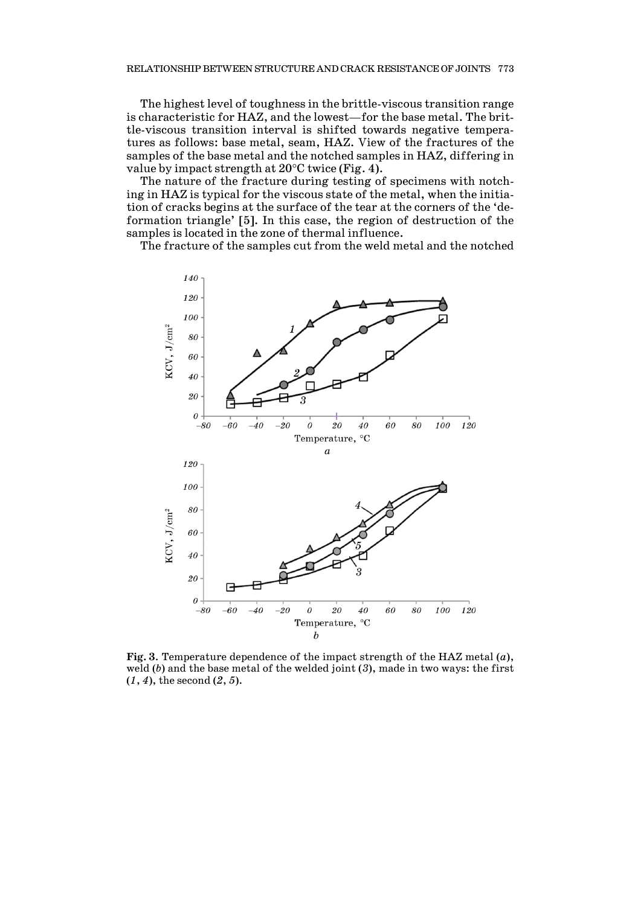The highest level of toughness in the brittle-viscous transition range is characteristic for HAZ, and the lowest—for the base metal. The brittle-viscous transition interval is shifted towards negative temperatures as follows: base metal, seam, HAZ. View of the fractures of the samples of the base metal and the notched samples in HAZ, differing in value by impact strength at 20°C twice (Fig. 4).

The nature of the fracture during testing of specimens with notching in HAZ is typical for the viscous state of the metal, when the initiation of cracks begins at the surface of the tear at the corners of the 'deformation triangle' [5]. In this case, the region of destruction of the samples is located in the zone of thermal influence.

The fracture of the samples cut from the weld metal and the notched

**Fig. 3.** Temperature dependence of the impact strength of the HAZ metal (*a*), weld (*b*) and the base metal of the welded joint (*3*), made in two ways: the first (*1*, *4*), the second (*2*, *5*).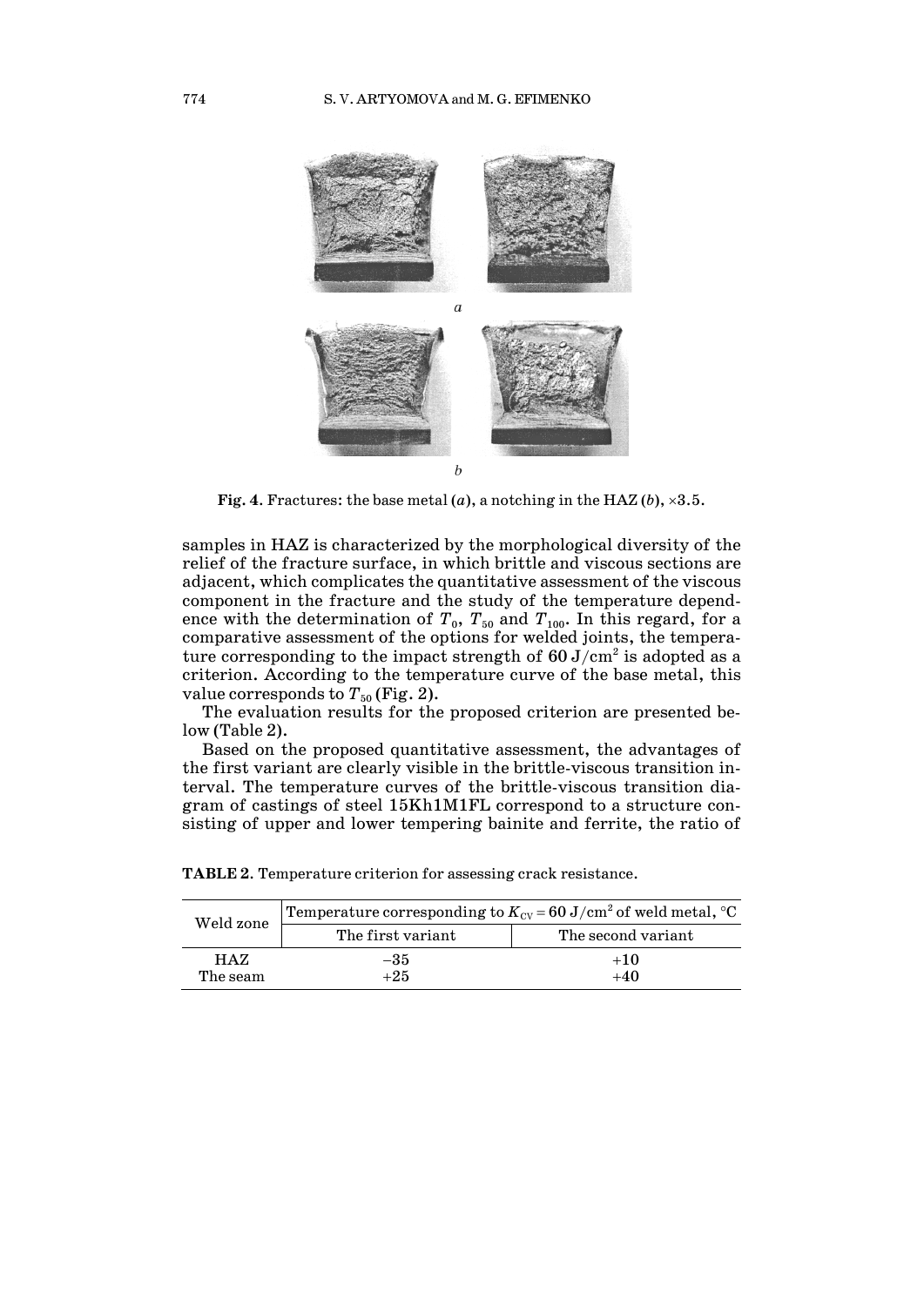**Fig. 4.** Fractures: the base metal (*a*), a notching in the HAZ (*b*), ×3.5.

samples in HAZ is characterized by the morphological diversity of the relief of the fracture surface, in which brittle and viscous sections are adjacent, which complicates the quantitative assessment of the viscous component in the fracture and the study of the temperature dependence with the determination of $T_0$, $T_{50}$ and $T_{100}$. In this regard, for a comparative assessment of the options for welded joints, the temperature corresponding to the impact strength of $60\ \mathrm{J/cm^2}$ is adopted as a criterion. According to the temperature curve of the base metal, this value corresponds to $T_{50}$ (Fig. 2).

The evaluation results for the proposed criterion are presented below (Table 2).

Based on the proposed quantitative assessment, the advantages of the first variant are clearly visible in the brittle-viscous transition interval. The temperature curves of the brittle-viscous transition diagram of castings of steel 15Kh1M1FL correspond to a structure consisting of upper and lower tempering bainite and ferrite, the ratio of

**TABLE 2.** Temperature criterion for assessing crack resistance.

| Weld zone | Temperature corresponding to $K_{CV} = 60\ \mathrm{J/cm^2}$ of weld metal, °C | |
|---|---|---|
| | The first variant | The second variant |
| HAZ | −35 | +10 |
| The seam | +25 | +40 |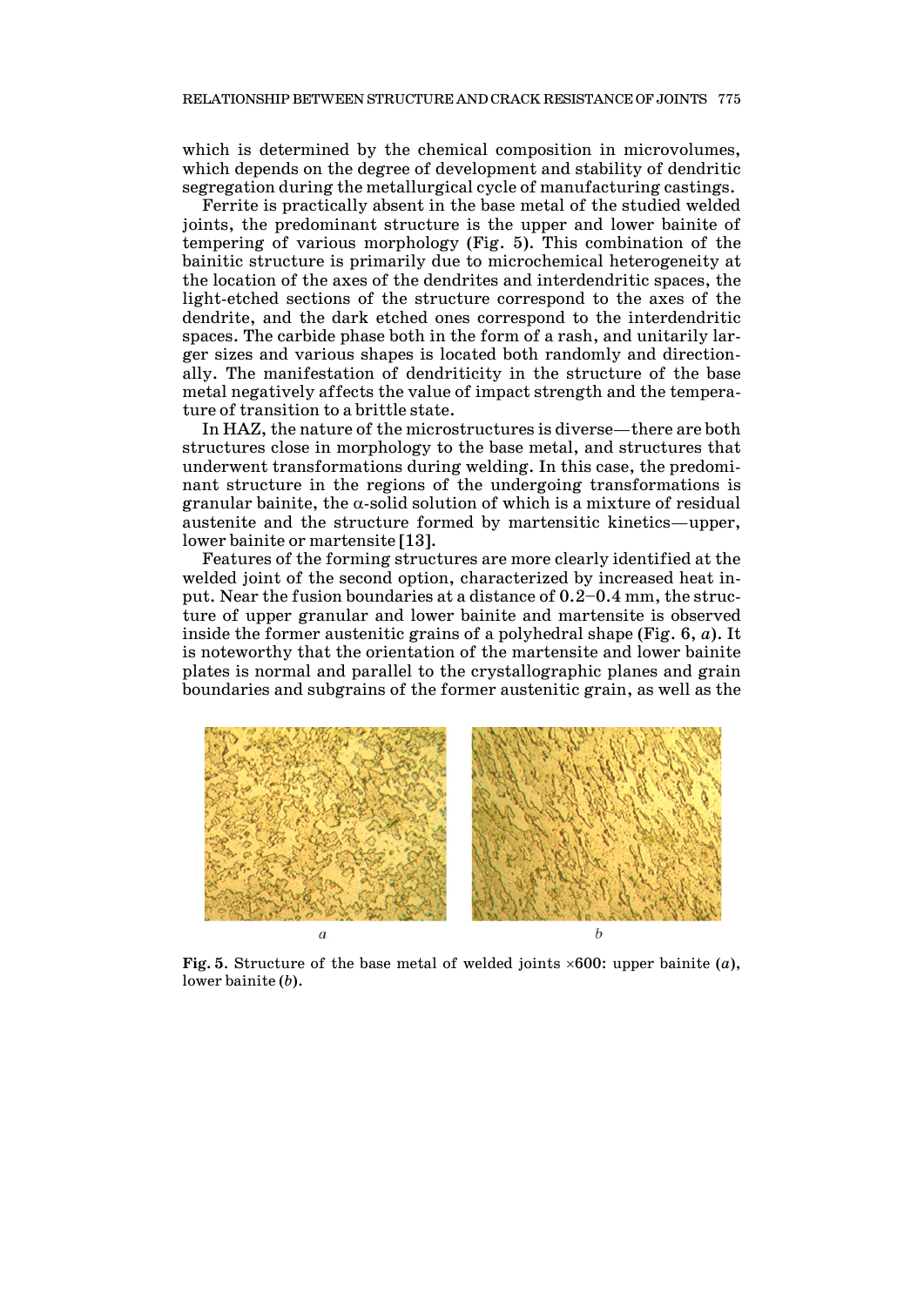which is determined by the chemical composition in microvolumes, which depends on the degree of development and stability of dendritic segregation during the metallurgical cycle of manufacturing castings.

Ferrite is practically absent in the base metal of the studied welded joints, the predominant structure is the upper and lower bainite of tempering of various morphology (Fig. 5). This combination of the bainitic structure is primarily due to microchemical heterogeneity at the location of the axes of the dendrites and interdendritic spaces, the light-etched sections of the structure correspond to the axes of the dendrite, and the dark etched ones correspond to the interdendritic spaces. The carbide phase both in the form of a rash, and unitarily larger sizes and various shapes is located both randomly and directionally. The manifestation of dendriticity in the structure of the base metal negatively affects the value of impact strength and the temperature of transition to a brittle state.

In HAZ, the nature of the microstructures is diverse—there are both structures close in morphology to the base metal, and structures that underwent transformations during welding. In this case, the predominant structure in the regions of the undergoing transformations is granular bainite, the $\alpha$-solid solution of which is a mixture of residual austenite and the structure formed by martensitic kinetics—upper, lower bainite or martensite [13].

Features of the forming structures are more clearly identified at the welded joint of the second option, characterized by increased heat input. Near the fusion boundaries at a distance of 0.2–0.4 mm, the structure of upper granular and lower bainite and martensite is observed inside the former austenitic grains of a polyhedral shape (Fig. 6, *a*). It is noteworthy that the orientation of the martensite and lower bainite plates is normal and parallel to the crystallographic planes and grain boundaries and subgrains of the former austenitic grain, as well as the

*a* *b*

**Fig. 5**. Structure of the base metal of welded joints ×600: upper bainite (*a*), lower bainite (*b*).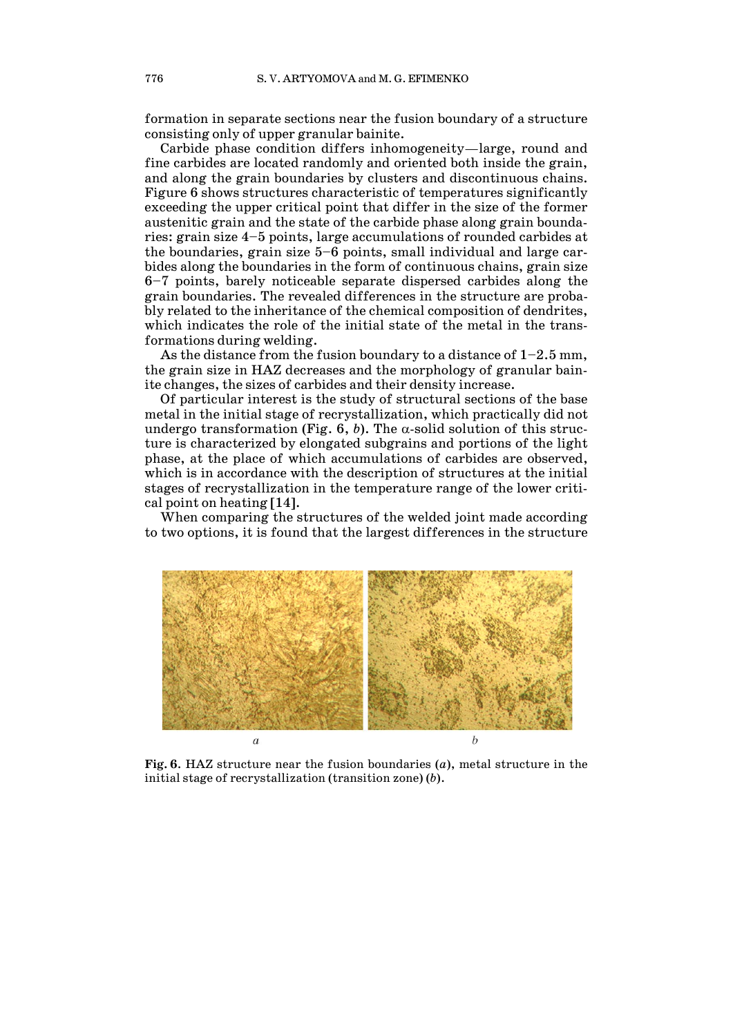formation in separate sections near the fusion boundary of a structure consisting only of upper granular bainite.

Carbide phase condition differs inhomogeneity—large, round and fine carbides are located randomly and oriented both inside the grain, and along the grain boundaries by clusters and discontinuous chains. Figure 6 shows structures characteristic of temperatures significantly exceeding the upper critical point that differ in the size of the former austenitic grain and the state of the carbide phase along grain boundaries: grain size 4–5 points, large accumulations of rounded carbides at the boundaries, grain size 5–6 points, small individual and large carbides along the boundaries in the form of continuous chains, grain size 6–7 points, barely noticeable separate dispersed carbides along the grain boundaries. The revealed differences in the structure are probably related to the inheritance of the chemical composition of dendrites, which indicates the role of the initial state of the metal in the transformations during welding.

As the distance from the fusion boundary to a distance of 1–2.5 mm, the grain size in HAZ decreases and the morphology of granular bainite changes, the sizes of carbides and their density increase.

Of particular interest is the study of structural sections of the base metal in the initial stage of recrystallization, which practically did not undergo transformation (Fig. 6, *b*). The α-solid solution of this structure is characterized by elongated subgrains and portions of the light phase, at the place of which accumulations of carbides are observed, which is in accordance with the description of structures at the initial stages of recrystallization in the temperature range of the lower critical point on heating [14].

When comparing the structures of the welded joint made according to two options, it is found that the largest differences in the structure

*a* *b*

**Fig. 6**. HAZ structure near the fusion boundaries (*a*), metal structure in the initial stage of recrystallization (transition zone) (*b*).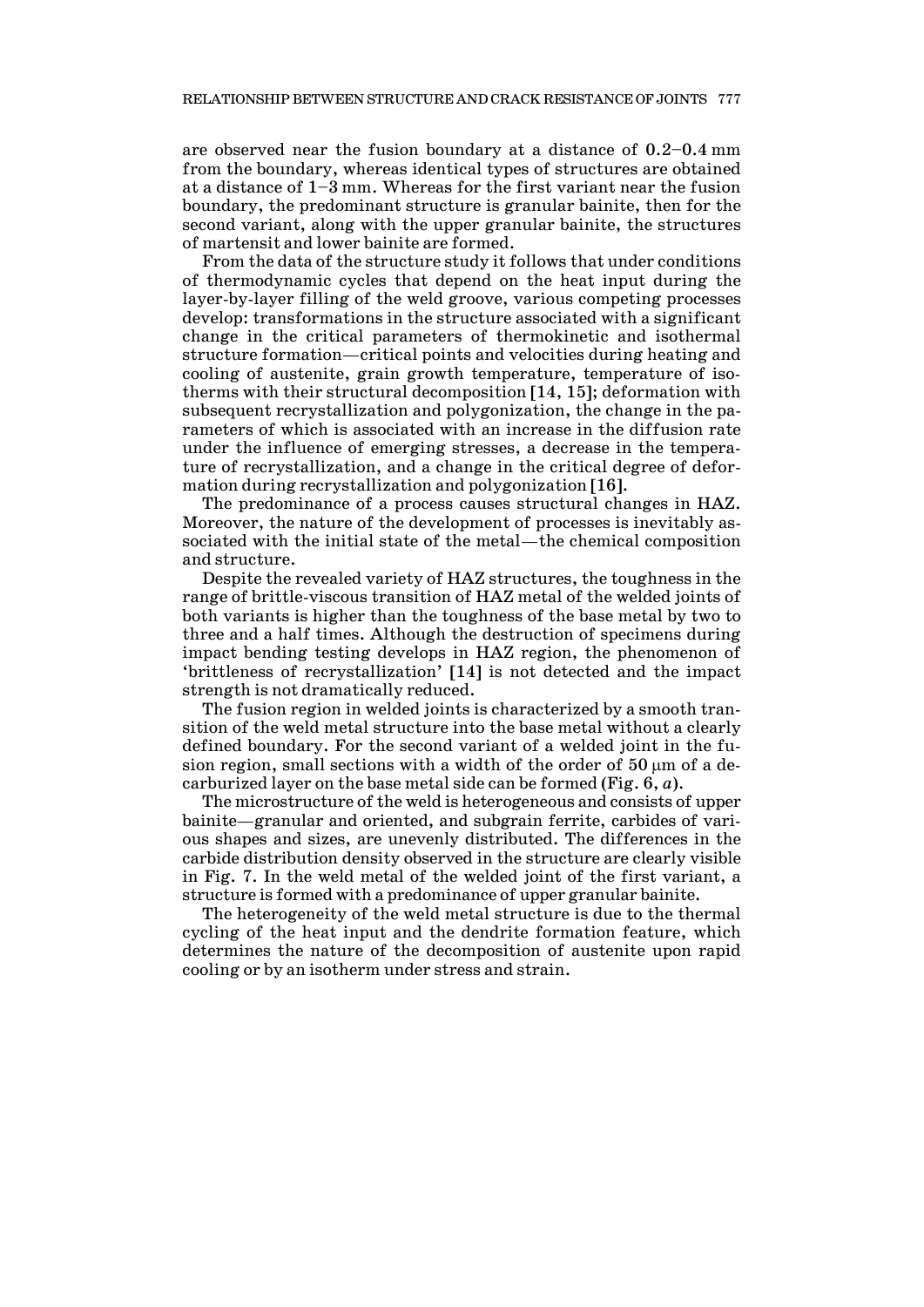are observed near the fusion boundary at a distance of 0.2–0.4 mm from the boundary, whereas identical types of structures are obtained at a distance of 1–3 mm. Whereas for the first variant near the fusion boundary, the predominant structure is granular bainite, then for the second variant, along with the upper granular bainite, the structures of martensit and lower bainite are formed.

From the data of the structure study it follows that under conditions of thermodynamic cycles that depend on the heat input during the layer-by-layer filling of the weld groove, various competing processes develop: transformations in the structure associated with a significant change in the critical parameters of thermokinetic and isothermal structure formation—critical points and velocities during heating and cooling of austenite, grain growth temperature, temperature of isotherms with their structural decomposition [14, 15]; deformation with subsequent recrystallization and polygonization, the change in the parameters of which is associated with an increase in the diffusion rate under the influence of emerging stresses, a decrease in the temperature of recrystallization, and a change in the critical degree of deformation during recrystallization and polygonization [16].

The predominance of a process causes structural changes in HAZ. Moreover, the nature of the development of processes is inevitably associated with the initial state of the metal—the chemical composition and structure.

Despite the revealed variety of HAZ structures, the toughness in the range of brittle-viscous transition of HAZ metal of the welded joints of both variants is higher than the toughness of the base metal by two to three and a half times. Although the destruction of specimens during impact bending testing develops in HAZ region, the phenomenon of 'brittleness of recrystallization' [14] is not detected and the impact strength is not dramatically reduced.

The fusion region in welded joints is characterized by a smooth transition of the weld metal structure into the base metal without a clearly defined boundary. For the second variant of a welded joint in the fusion region, small sections with a width of the order of 50 μm of a decarburized layer on the base metal side can be formed (Fig. 6, *a*).

The microstructure of the weld is heterogeneous and consists of upper bainite—granular and oriented, and subgrain ferrite, carbides of various shapes and sizes, are unevenly distributed. The differences in the carbide distribution density observed in the structure are clearly visible in Fig. 7. In the weld metal of the welded joint of the first variant, a structure is formed with a predominance of upper granular bainite.

The heterogeneity of the weld metal structure is due to the thermal cycling of the heat input and the dendrite formation feature, which determines the nature of the decomposition of austenite upon rapid cooling or by an isotherm under stress and strain.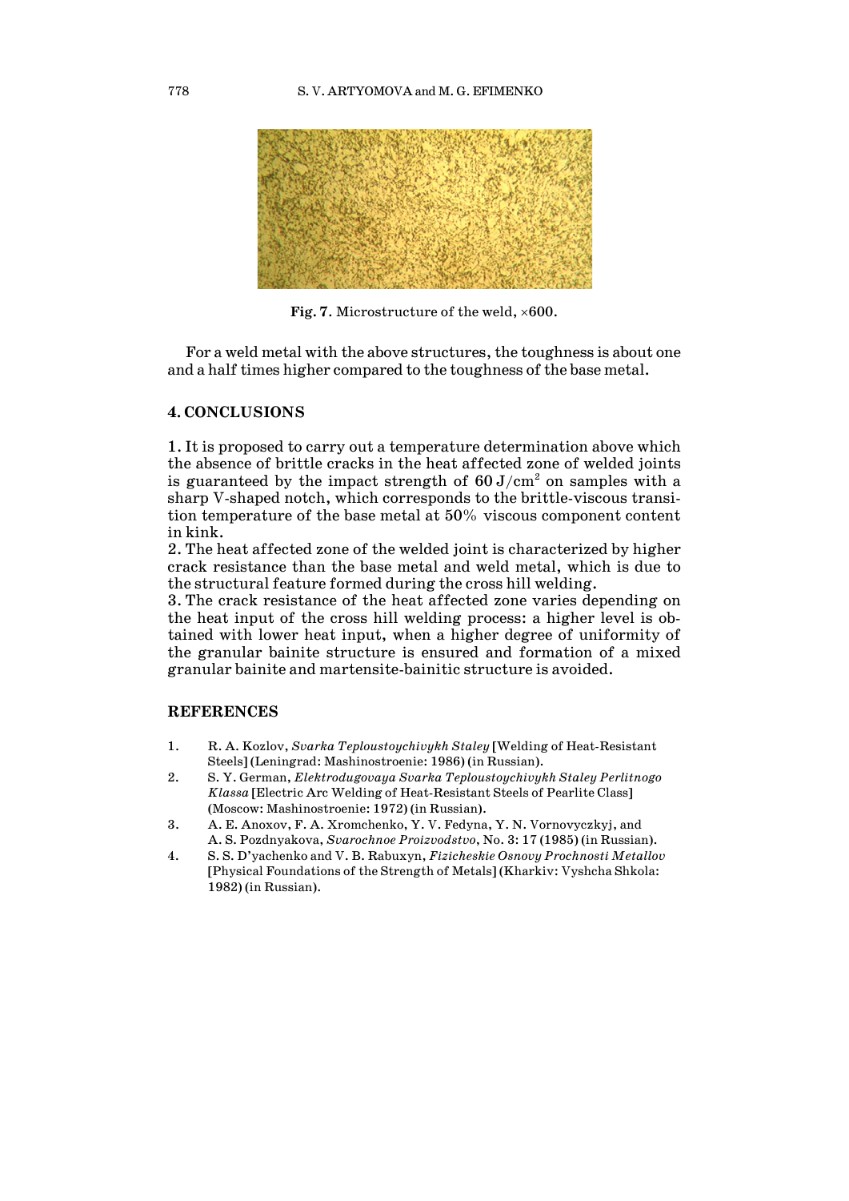**Fig. 7**. Microstructure of the weld, ×600.

For a weld metal with the above structures, the toughness is about one and a half times higher compared to the toughness of the base metal.

## 4. CONCLUSIONS

1. It is proposed to carry out a temperature determination above which the absence of brittle cracks in the heat affected zone of welded joints is guaranteed by the impact strength of 60 J/cm$^2$ on samples with a sharp V-shaped notch, which corresponds to the brittle-viscous transition temperature of the base metal at 50% viscous component content in kink.
2. The heat affected zone of the welded joint is characterized by higher crack resistance than the base metal and weld metal, which is due to the structural feature formed during the cross hill welding.
3. The crack resistance of the heat affected zone varies depending on the heat input of the cross hill welding process: a higher level is obtained with lower heat input, when a higher degree of uniformity of the granular bainite structure is ensured and formation of a mixed granular bainite and martensite-bainitic structure is avoided.

## REFERENCES

1. R. A. Kozlov, *Svarka Teploustoychivykh Staley* [Welding of Heat-Resistant Steels] (Leningrad: Mashinostroenie: 1986) (in Russian).
2. S. Y. German, *Elektrodugovaya Svarka Teploustoychivykh Staley Perlitnogo Klassa* [Electric Arc Welding of Heat-Resistant Steels of Pearlite Class] (Moscow: Mashinostroenie: 1972) (in Russian).
3. A. E. Anoxov, F. A. Xromchenko, Y. V. Fedyna, Y. N. Vornovyczkyj, and A. S. Pozdnyakova, *Svarochnoe Proizvodstvo*, No. 3: 17 (1985) (in Russian).
4. S. S. D'yachenko and V. B. Rabuxyn, *Fizicheskie Osnovy Prochnosti Metallov* [Physical Foundations of the Strength of Metals] (Kharkiv: Vyshcha Shkola: 1982) (in Russian).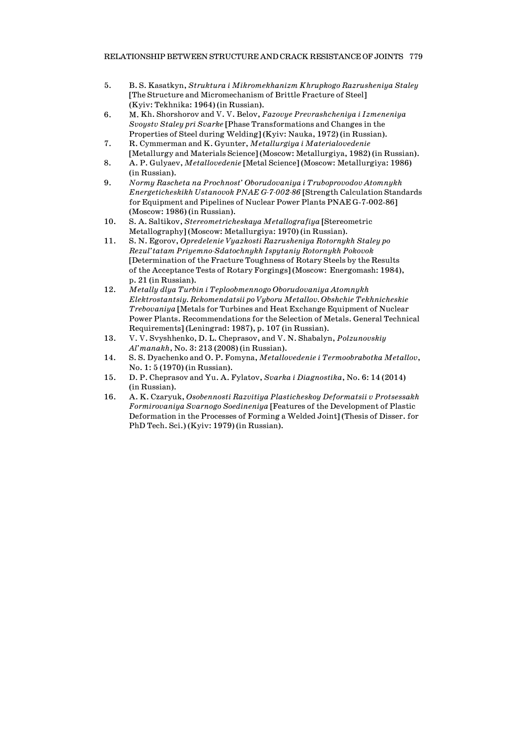5. B. S. Kasatkyn, *Struktura i Mikromekhanizm Khrupkogo Razrusheniya Staley* [The Structure and Micromechanism of Brittle Fracture of Steel] (Kyiv: Tekhnika: 1964) (in Russian).
6. M. Kh. Shorshorov and V. V. Belov, *Fazovye Prevrashcheniya i Izmeneniya Svoystv Staley pri Svarke* [Phase Transformations and Changes in the Properties of Steel during Welding] (Kyiv: Nauka, 1972) (in Russian).
7. R. Cymmerman and K. Gyunter, *Metallurgiya i Materialovedenie* [Metallurgy and Materials Science] (Moscow: Metallurgiya, 1982) (in Russian).
8. A. P. Gulyaev, *Metallovedenie* [Metal Science] (Moscow: Metallurgiya: 1986) (in Russian).
9. *Normy Rascheta na Prochnost' Oborudovaniya i Truboprovodov Atomnykh Energeticheskikh Ustanovok PNAE G-7-002-86* [Strength Calculation Standards for Equipment and Pipelines of Nuclear Power Plants PNAE G-7-002-86] (Moscow: 1986) (in Russian).
10. S. A. Saltikov, *Stereometricheskaya Metallografiya* [Stereometric Metallography] (Moscow: Metallurgiya: 1970) (in Russian).
11. S. N. Egorov, *Opredelenie Vyazkosti Razrusheniya Rotornykh Staley po Rezul'tatam Priyemno-Sdatochnykh Ispytaniy Rotornykh Pokovok* [Determination of the Fracture Toughness of Rotary Steels by the Results of the Acceptance Tests of Rotary Forgings] (Moscow: Energomash: 1984), p. 21 (in Russian).
12. *Metally dlya Turbin i Teploobmennogo Oborudovaniya Atomnykh Elektrostantsiy. Rekomendatsii po Vyboru Metallov. Obshchie Tekhnicheskie Trebovaniya* [Metals for Turbines and Heat Exchange Equipment of Nuclear Power Plants. Recommendations for the Selection of Metals. General Technical Requirements] (Leningrad: 1987), p. 107 (in Russian).
13. V. V. Svyshhenko, D. L. Cheprasov, and V. N. Shabalyn, *Polzunovskiy Al'manakh*, No. 3: 213 (2008) (in Russian).
14. S. S. Dyachenko and O. P. Fomyna, *Metallovedenie i Termoobrabotka Metallov*, No. 1: 5 (1970) (in Russian).
15. D. P. Cheprasov and Yu. A. Fylatov, *Svarka i Diagnostika*, No. 6: 14 (2014) (in Russian).
16. A. K. Czaryuk, *Osobennosti Razvitiya Plasticheskoy Deformatsii v Protsessakh Formirovaniya Svarnogo Soedineniya* [Features of the Development of Plastic Deformation in the Processes of Forming a Welded Joint] (Thesis of Disser. for PhD Tech. Sci.) (Kyiv: 1979) (in Russian).